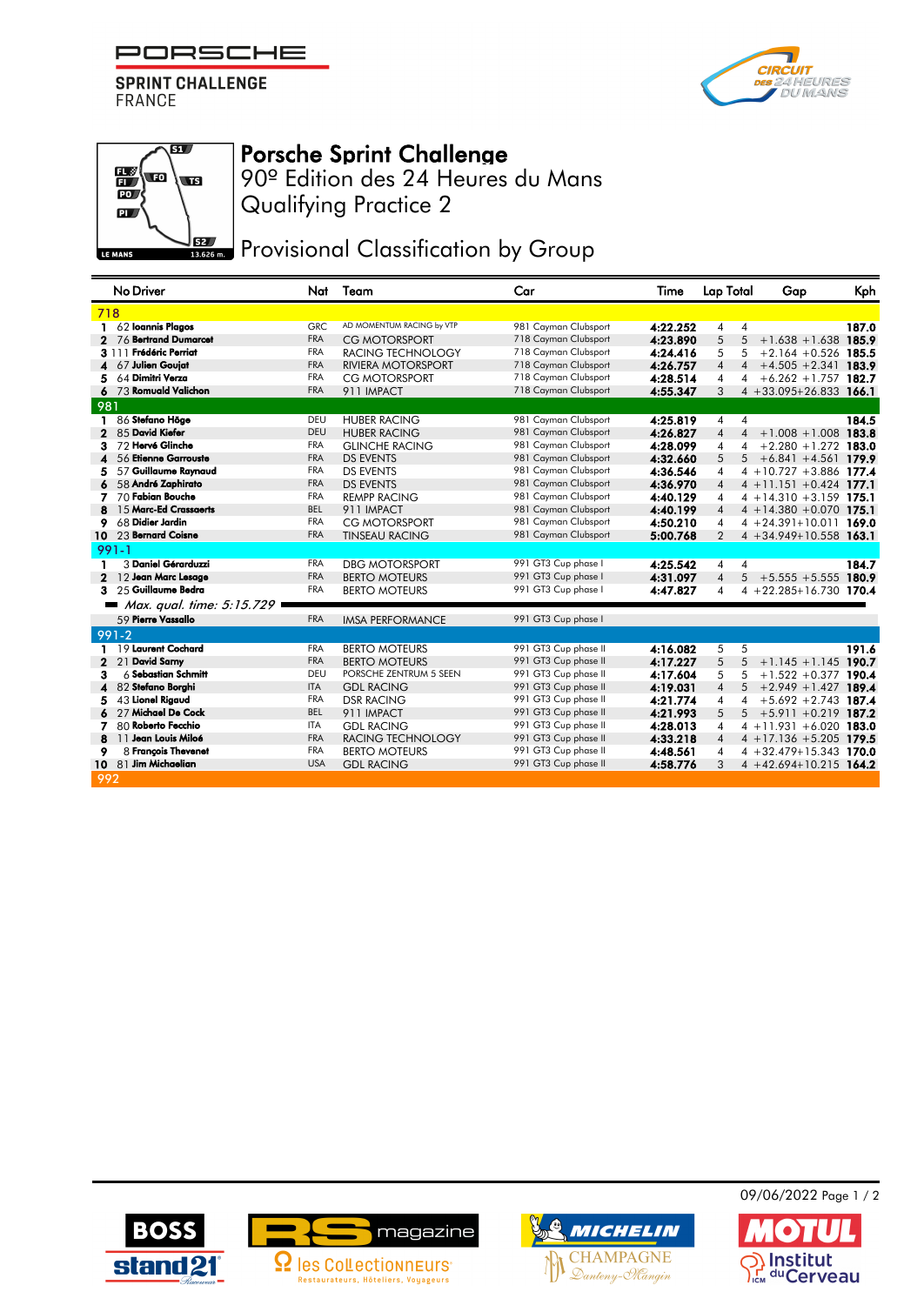PORSCHE

SPRINT CHALLENGE
FRANCE

# Porsche Sprint Challenge

## 90º Edition des 24 Heures du Mans
## Qualifying Practice 2

## Provisional Classification by Group

| | No | Driver | Nat | Team | Car | Time | Lap | Total | Gap | | Kph |
|---|---|---|---|---|---|---|---|---|---|---|---|
| **718** | | | | | | | | | | | |
| 1 | 62 | **Ioannis Plagos** | GRC | AD MOMENTUM RACING by VTP | 981 Cayman Clubsport | **4:22.252** | 4 | 4 | | | **187.0** |
| 2 | 76 | **Bertrand Dumarcet** | FRA | CG MOTORSPORT | 718 Cayman Clubsport | **4:23.890** | 5 | 5 | +1.638 | +1.638 | **185.9** |
| 3 | 111 | **Frédéric Perriat** | FRA | RACING TECHNOLOGY | 718 Cayman Clubsport | **4:24.416** | 5 | 5 | +2.164 | +0.526 | **185.5** |
| 4 | 67 | **Julien Goujat** | FRA | RIVIERA MOTORSPORT | 718 Cayman Clubsport | **4:26.757** | 4 | 4 | +4.505 | +2.341 | **183.9** |
| 5 | 64 | **Dimitri Verza** | FRA | CG MOTORSPORT | 718 Cayman Clubsport | **4:28.514** | 4 | 4 | +6.262 | +1.757 | **182.7** |
| 6 | 73 | **Romuald Valichon** | FRA | 911 IMPACT | 718 Cayman Clubsport | **4:55.347** | 3 | 4 | +33.095 | +26.833 | **166.1** |
| **981** | | | | | | | | | | | |
| 1 | 86 | **Stefano Höge** | DEU | HUBER RACING | 981 Cayman Clubsport | **4:25.819** | 4 | 4 | | | **184.5** |
| 2 | 85 | **David Kiefer** | DEU | HUBER RACING | 981 Cayman Clubsport | **4:26.827** | 4 | 4 | +1.008 | +1.008 | **183.8** |
| 3 | 72 | **Hervé Glinche** | FRA | GLINCHE RACING | 981 Cayman Clubsport | **4:28.099** | 4 | 4 | +2.280 | +1.272 | **183.0** |
| 4 | 56 | **Etienne Garrouste** | FRA | DS EVENTS | 981 Cayman Clubsport | **4:32.660** | 5 | 5 | +6.841 | +4.561 | **179.9** |
| 5 | 57 | **Guillaume Raynaud** | FRA | DS EVENTS | 981 Cayman Clubsport | **4:36.546** | 4 | 4 | +10.727 | +3.886 | **177.4** |
| 6 | 58 | **André Zaphirato** | FRA | DS EVENTS | 981 Cayman Clubsport | **4:36.970** | 4 | 4 | +11.151 | +0.424 | **177.1** |
| 7 | 70 | **Fabian Bouche** | FRA | REMPP RACING | 981 Cayman Clubsport | **4:40.129** | 4 | 4 | +14.310 | +3.159 | **175.1** |
| 8 | 15 | **Marc-Ed Crassaerts** | BEL | 911 IMPACT | 981 Cayman Clubsport | **4:40.199** | 4 | 4 | +14.380 | +0.070 | **175.1** |
| 9 | 68 | **Didier Jardin** | FRA | CG MOTORSPORT | 981 Cayman Clubsport | **4:50.210** | 4 | 4 | +24.391 | +10.011 | **169.0** |
| 10 | 23 | **Bernard Coisne** | FRA | TINSEAU RACING | 981 Cayman Clubsport | **5:00.768** | 2 | 4 | +34.949 | +10.558 | **163.1** |
| **991-1** | | | | | | | | | | | |
| 1 | 3 | **Daniel Gérarduzzi** | FRA | DBG MOTORSPORT | 991 GT3 Cup phase I | **4:25.542** | 4 | 4 | | | **184.7** |
| 2 | 12 | **Jean Marc Lesage** | FRA | BERTO MOTEURS | 991 GT3 Cup phase I | **4:31.097** | 4 | 5 | +5.555 | +5.555 | **180.9** |
| 3 | 25 | **Guillaume Bedra** | FRA | BERTO MOTEURS | 991 GT3 Cup phase I | **4:47.827** | 4 | 4 | +22.285 | +16.730 | **170.4** |
| | | *Max. qual. time: 5:15.729* | | | | | | | | | |
| | 59 | **Pierre Vassallo** | FRA | IMSA PERFORMANCE | 991 GT3 Cup phase I | | | | | | |
| **991-2** | | | | | | | | | | | |
| 1 | 19 | **Laurent Cochard** | FRA | BERTO MOTEURS | 991 GT3 Cup phase II | **4:16.082** | 5 | 5 | | | **191.6** |
| 2 | 21 | **David Sarny** | FRA | BERTO MOTEURS | 991 GT3 Cup phase II | **4:17.227** | 5 | 5 | +1.145 | +1.145 | **190.7** |
| 3 | 6 | **Sebastian Schmitt** | DEU | PORSCHE ZENTRUM 5 SEEN | 991 GT3 Cup phase II | **4:17.604** | 5 | 5 | +1.522 | +0.377 | **190.4** |
| 4 | 82 | **Stefano Borghi** | ITA | GDL RACING | 991 GT3 Cup phase II | **4:19.031** | 4 | 5 | +2.949 | +1.427 | **189.4** |
| 5 | 43 | **Lionel Rigaud** | FRA | DSR RACING | 991 GT3 Cup phase II | **4:21.774** | 4 | 4 | +5.692 | +2.743 | **187.4** |
| 6 | 27 | **Michael De Cock** | BEL | 911 IMPACT | 991 GT3 Cup phase II | **4:21.993** | 5 | 5 | +5.911 | +0.219 | **187.2** |
| 7 | 80 | **Roberto Fecchio** | ITA | GDL RACING | 991 GT3 Cup phase II | **4:28.013** | 4 | 4 | +11.931 | +6.020 | **183.0** |
| 8 | 11 | **Jean Louis Miloé** | FRA | RACING TECHNOLOGY | 991 GT3 Cup phase II | **4:33.218** | 4 | 4 | +17.136 | +5.205 | **179.5** |
| 9 | 8 | **François Thevenet** | FRA | BERTO MOTEURS | 991 GT3 Cup phase II | **4:48.561** | 4 | 4 | +32.479 | +15.343 | **170.0** |
| 10 | 81 | **Jim Michaelian** | USA | GDL RACING | 991 GT3 Cup phase II | **4:58.776** | 3 | 4 | +42.694 | +10.215 | **164.2** |
| **992** | | | | | | | | | | | |

09/06/2022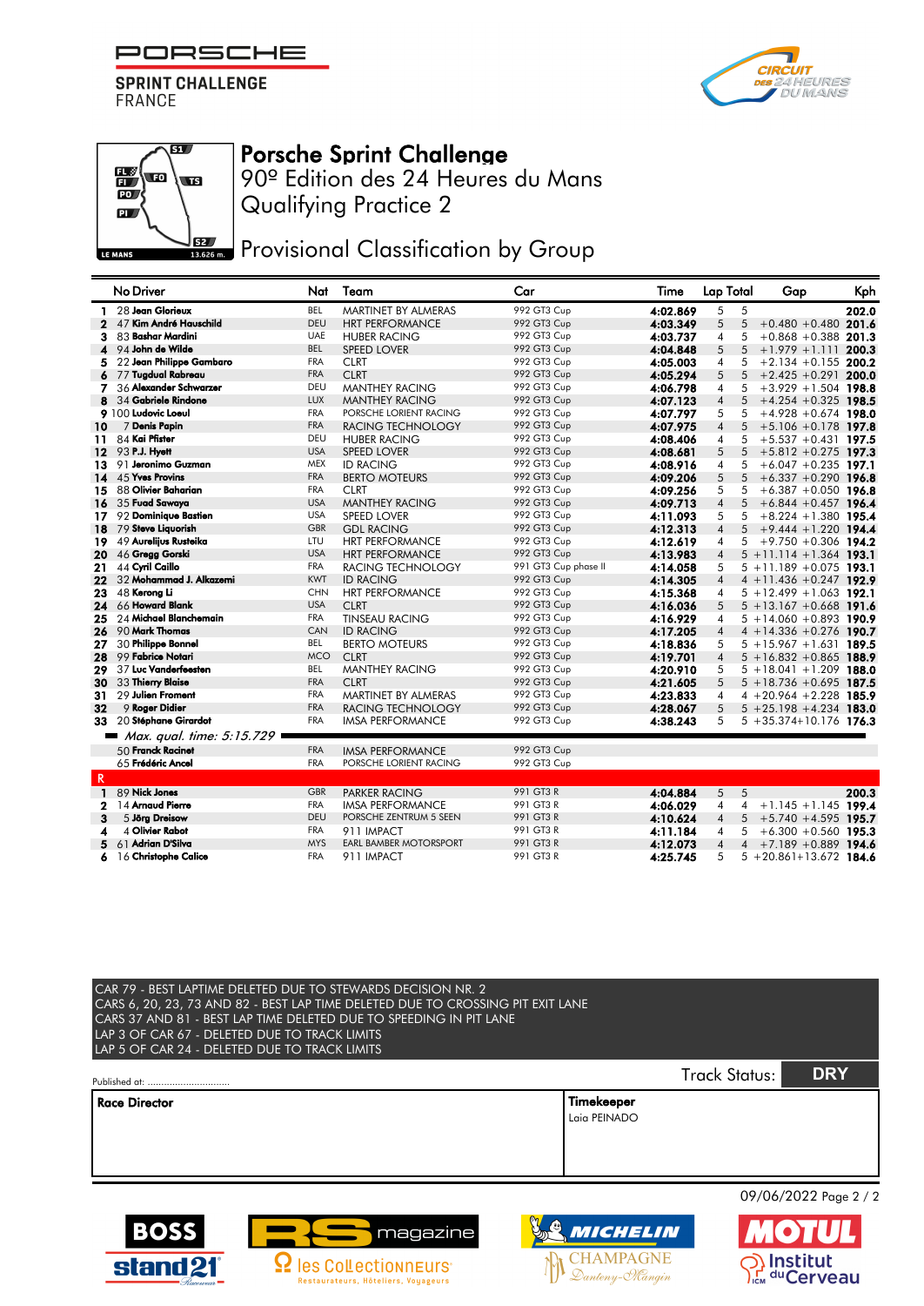PORSCHE
SPRINT CHALLENGE
FRANCE

# Porsche Sprint Challenge

## 90º Edition des 24 Heures du Mans

## Qualifying Practice 2

## Provisional Classification by Group

| | No | Driver | Nat | Team | Car | Time | Lap | Total | Gap | | Kph |
|---|---|---|---|---|---|---|---|---|---|---|---|
| 1 | 28 | Jean Glorieux | BEL | MARTINET BY ALMERAS | 992 GT3 Cup | 4:02.869 | 5 | 5 | | | 202.0 |
| 2 | 47 | Kim André Hauschild | DEU | HRT PERFORMANCE | 992 GT3 Cup | 4:03.349 | 5 | 5 | +0.480 | +0.480 | 201.6 |
| 3 | 83 | Bashar Mardini | UAE | HUBER RACING | 992 GT3 Cup | 4:03.737 | 4 | 5 | +0.868 | +0.388 | 201.3 |
| 4 | 94 | John de Wilde | BEL | SPEED LOVER | 992 GT3 Cup | 4:04.848 | 5 | 5 | +1.979 | +1.111 | 200.3 |
| 5 | 22 | Jean Philippe Gambaro | FRA | CLRT | 992 GT3 Cup | 4:05.003 | 4 | 5 | +2.134 | +0.155 | 200.2 |
| 6 | 77 | Tugdual Rabreau | FRA | CLRT | 992 GT3 Cup | 4:05.294 | 5 | 5 | +2.425 | +0.291 | 200.0 |
| 7 | 36 | Alexander Schwarzer | DEU | MANTHEY RACING | 992 GT3 Cup | 4:06.798 | 4 | 5 | +3.929 | +1.504 | 198.8 |
| 8 | 34 | Gabriele Rindone | LUX | MANTHEY RACING | 992 GT3 Cup | 4:07.123 | 4 | 5 | +4.254 | +0.325 | 198.5 |
| 9 | 100 | Ludovic Loeul | FRA | PORSCHE LORIENT RACING | 992 GT3 Cup | 4:07.797 | 5 | 5 | +4.928 | +0.674 | 198.0 |
| 10 | 7 | Denis Papin | FRA | RACING TECHNOLOGY | 992 GT3 Cup | 4:07.975 | 4 | 5 | +5.106 | +0.178 | 197.8 |
| 11 | 84 | Kai Pfister | DEU | HUBER RACING | 992 GT3 Cup | 4:08.406 | 5 | 5 | +5.537 | +0.431 | 197.5 |
| 12 | 93 | P.J. Hyett | USA | SPEED LOVER | 992 GT3 Cup | 4:08.681 | 5 | 5 | +5.812 | +0.275 | 197.3 |
| 13 | 91 | Jeronimo Guzman | MEX | ID RACING | 992 GT3 Cup | 4:08.916 | 4 | 5 | +6.047 | +0.235 | 197.1 |
| 14 | 45 | Yves Provins | FRA | BERTO MOTEURS | 992 GT3 Cup | 4:09.206 | 5 | 5 | +6.337 | +0.290 | 196.8 |
| 15 | 88 | Olivier Baharian | FRA | CLRT | 992 GT3 Cup | 4:09.256 | 5 | 5 | +6.387 | +0.050 | 196.8 |
| 16 | 35 | Fuad Sawaya | USA | MANTHEY RACING | 992 GT3 Cup | 4:09.713 | 4 | 5 | +6.844 | +0.457 | 196.4 |
| 17 | 92 | Dominique Bastien | USA | SPEED LOVER | 992 GT3 Cup | 4:11.093 | 5 | 5 | +8.224 | +1.380 | 195.4 |
| 18 | 79 | Steve Liquorish | GBR | GDL RACING | 992 GT3 Cup | 4:12.313 | 4 | 5 | +9.444 | +1.220 | 194.4 |
| 19 | 49 | Aurelijus Rusteika | LTU | HRT PERFORMANCE | 992 GT3 Cup | 4:12.619 | 4 | 5 | +9.750 | +0.306 | 194.2 |
| 20 | 46 | Gregg Gorski | USA | HRT PERFORMANCE | 992 GT3 Cup | 4:13.983 | 4 | 5 | +11.114 | +1.364 | 193.1 |
| 21 | 44 | Cyril Caillo | FRA | RACING TECHNOLOGY | 991 GT3 Cup phase II | 4:14.058 | 5 | 5 | +11.189 | +0.075 | 193.1 |
| 22 | 32 | Mohammad J. Alkazemi | KWT | ID RACING | 992 GT3 Cup | 4:14.305 | 4 | 4 | +11.436 | +0.247 | 192.9 |
| 23 | 48 | Kerong Li | CHN | HRT PERFORMANCE | 992 GT3 Cup | 4:15.368 | 4 | 5 | +12.499 | +1.063 | 192.1 |
| 24 | 66 | Howard Blank | USA | CLRT | 992 GT3 Cup | 4:16.036 | 5 | 5 | +13.167 | +0.668 | 191.6 |
| 25 | 24 | Michael Blanchemain | FRA | TINSEAU RACING | 992 GT3 Cup | 4:16.929 | 4 | 5 | +14.060 | +0.893 | 190.9 |
| 26 | 90 | Mark Thomas | CAN | ID RACING | 992 GT3 Cup | 4:17.205 | 4 | 4 | +14.336 | +0.276 | 190.7 |
| 27 | 30 | Philippe Bonnel | BEL | BERTO MOTEURS | 992 GT3 Cup | 4:18.836 | 5 | 5 | +15.967 | +1.631 | 189.5 |
| 28 | 99 | Fabrice Notari | MCO | CLRT | 992 GT3 Cup | 4:19.701 | 4 | 5 | +16.832 | +0.865 | 188.9 |
| 29 | 37 | Luc Vanderfeesten | BEL | MANTHEY RACING | 992 GT3 Cup | 4:20.910 | 5 | 5 | +18.041 | +1.209 | 188.0 |
| 30 | 33 | Thierry Blaise | FRA | CLRT | 992 GT3 Cup | 4:21.605 | 5 | 5 | +18.736 | +0.695 | 187.5 |
| 31 | 29 | Julien Froment | FRA | MARTINET BY ALMERAS | 992 GT3 Cup | 4:23.833 | 4 | 4 | +20.964 | +2.228 | 185.9 |
| 32 | 9 | Roger Didier | FRA | RACING TECHNOLOGY | 992 GT3 Cup | 4:28.067 | 5 | 5 | +25.198 | +4.234 | 183.0 |
| 33 | 20 | Stéphane Girardot | FRA | IMSA PERFORMANCE | 992 GT3 Cup | 4:38.243 | 5 | 5 | +35.374 | +10.176 | 176.3 |
| | | *Max. qual. time: 5:15.729* | | | | | | | | | |
| | 50 | Franck Racinet | FRA | IMSA PERFORMANCE | 992 GT3 Cup | | | | | | |
| | 65 | Frédéric Ancel | FRA | PORSCHE LORIENT RACING | 992 GT3 Cup | | | | | | |
| **R** | | | | | | | | | | | |
| 1 | 89 | Nick Jones | GBR | PARKER RACING | 991 GT3 R | 4:04.884 | 5 | 5 | | | 200.3 |
| 2 | 14 | Arnaud Pierre | FRA | IMSA PERFORMANCE | 991 GT3 R | 4:06.029 | 4 | 4 | +1.145 | +1.145 | 199.4 |
| 3 | 5 | Jörg Dreisow | DEU | PORSCHE ZENTRUM 5 SEEN | 991 GT3 R | 4:10.624 | 4 | 5 | +5.740 | +4.595 | 195.7 |
| 4 | 4 | Olivier Rabot | FRA | 911 IMPACT | 991 GT3 R | 4:11.184 | 4 | 5 | +6.300 | +0.560 | 195.3 |
| 5 | 61 | Adrian D'Silva | MYS | EARL BAMBER MOTORSPORT | 991 GT3 R | 4:12.073 | 4 | 4 | +7.189 | +0.889 | 194.6 |
| 6 | 16 | Christophe Calice | FRA | 911 IMPACT | 991 GT3 R | 4:25.745 | 5 | 5 | +20.861 | +13.672 | 184.6 |

CAR 79 - BEST LAPTIME DELETED DUE TO STEWARDS DECISION NR. 2
CARS 6, 20, 23, 73 AND 82 - BEST LAP TIME DELETED DUE TO CROSSING PIT EXIT LANE
CARS 37 AND 81 - BEST LAP TIME DELETED DUE TO SPEEDING IN PIT LANE
LAP 3 OF CAR 67 - DELETED DUE TO TRACK LIMITS
LAP 5 OF CAR 24 - DELETED DUE TO TRACK LIMITS

Published at: ..............................

Track Status: **DRY**

| Race Director | Timekeeper |
|---|---|
| | Laia PEINADO |

09/06/2022